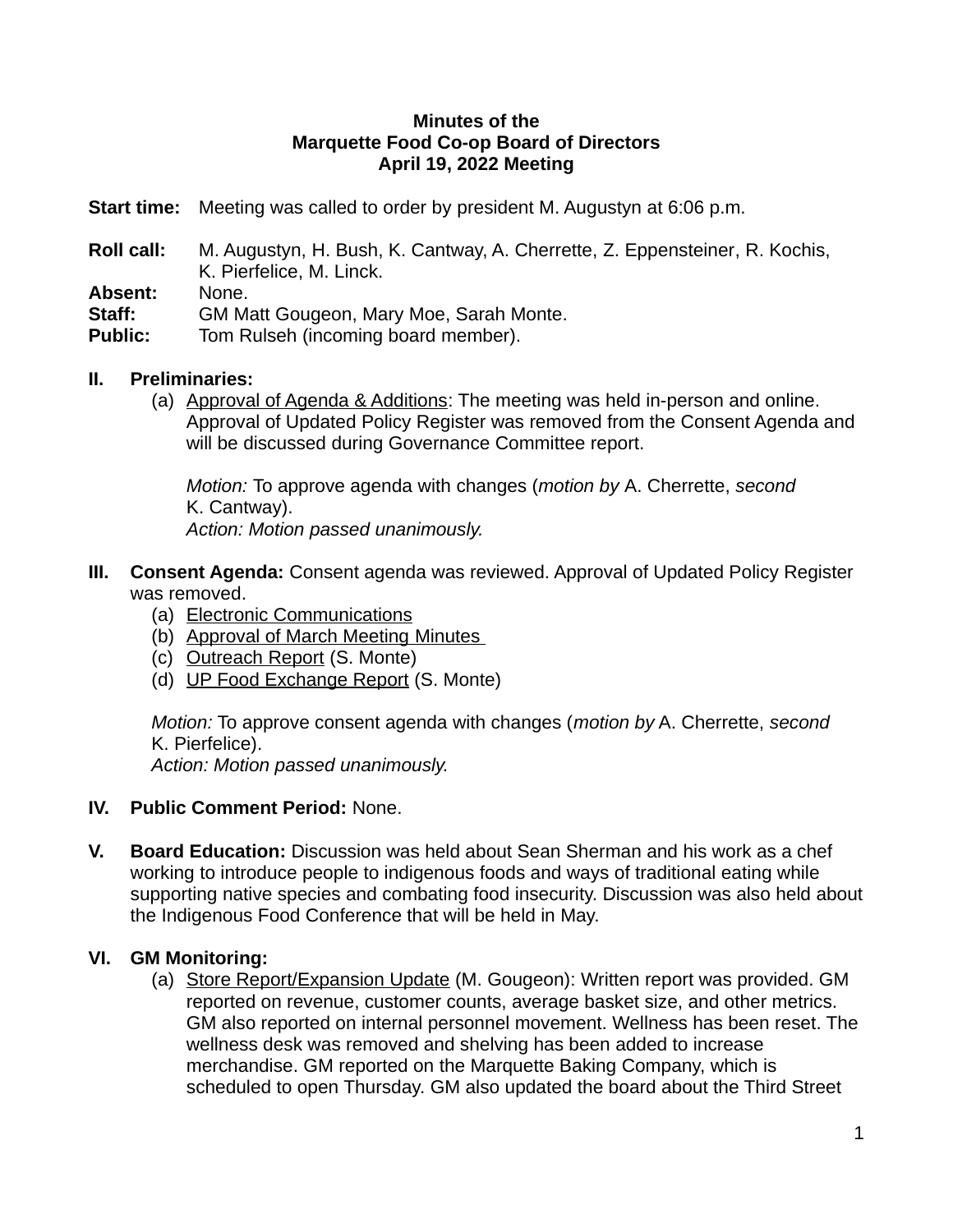**Minutes of the**
**Marquette Food Co-op Board of Directors**
**April 19, 2022 Meeting**

**Start time:** Meeting was called to order by president M. Augustyn at 6:06 p.m.

**Roll call:** M. Augustyn, H. Bush, K. Cantway, A. Cherrette, Z. Eppensteiner, R. Kochis, K. Pierfelice, M. Linck.
**Absent:** None.
**Staff:** GM Matt Gougeon, Mary Moe, Sarah Monte.
**Public:** Tom Rulseh (incoming board member).

**II. Preliminaries:**

(a) Approval of Agenda & Additions: The meeting was held in-person and online. Approval of Updated Policy Register was removed from the Consent Agenda and will be discussed during Governance Committee report.

*Motion:* To approve agenda with changes (*motion by* A. Cherrette, *second* K. Cantway).
*Action: Motion passed unanimously.*

**III. Consent Agenda:** Consent agenda was reviewed. Approval of Updated Policy Register was removed.

(a) Electronic Communications
(b) Approval of March Meeting Minutes
(c) Outreach Report (S. Monte)
(d) UP Food Exchange Report (S. Monte)

*Motion:* To approve consent agenda with changes (*motion by* A. Cherrette, *second* K. Pierfelice).
*Action: Motion passed unanimously.*

**IV. Public Comment Period:** None.

**V. Board Education:** Discussion was held about Sean Sherman and his work as a chef working to introduce people to indigenous foods and ways of traditional eating while supporting native species and combating food insecurity. Discussion was also held about the Indigenous Food Conference that will be held in May.

**VI. GM Monitoring:**

(a) Store Report/Expansion Update (M. Gougeon): Written report was provided. GM reported on revenue, customer counts, average basket size, and other metrics. GM also reported on internal personnel movement. Wellness has been reset. The wellness desk was removed and shelving has been added to increase merchandise. GM reported on the Marquette Baking Company, which is scheduled to open Thursday. GM also updated the board about the Third Street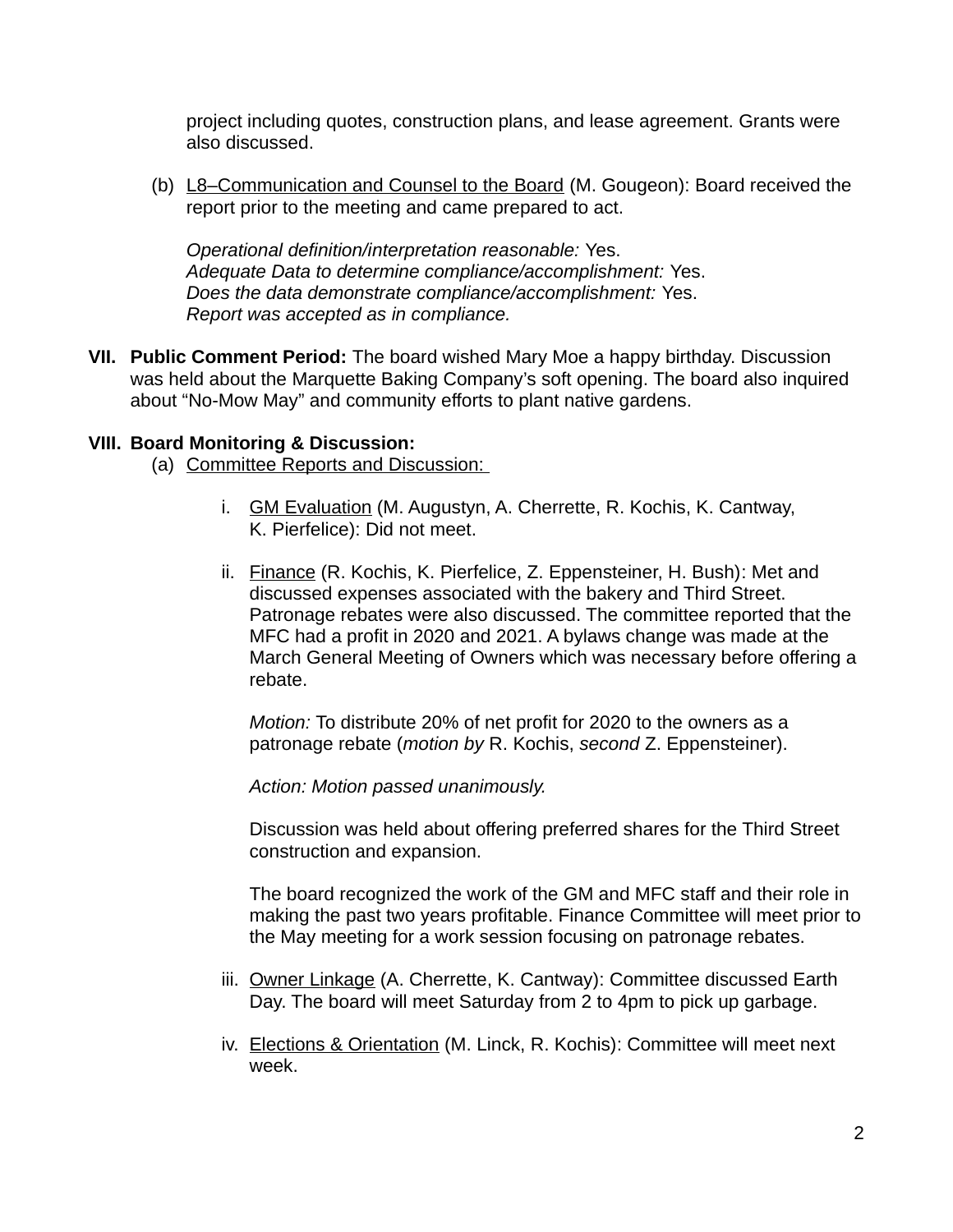project including quotes, construction plans, and lease agreement. Grants were also discussed.

(b) L8–Communication and Counsel to the Board (M. Gougeon): Board received the report prior to the meeting and came prepared to act.

*Operational definition/interpretation reasonable:* Yes.
*Adequate Data to determine compliance/accomplishment:* Yes.
*Does the data demonstrate compliance/accomplishment:* Yes.
*Report was accepted as in compliance.*

**VII. Public Comment Period:** The board wished Mary Moe a happy birthday. Discussion was held about the Marquette Baking Company's soft opening. The board also inquired about "No-Mow May" and community efforts to plant native gardens.

**VIII. Board Monitoring & Discussion:**

(a) Committee Reports and Discussion:

i. GM Evaluation (M. Augustyn, A. Cherrette, R. Kochis, K. Cantway, K. Pierfelice): Did not meet.

ii. Finance (R. Kochis, K. Pierfelice, Z. Eppensteiner, H. Bush): Met and discussed expenses associated with the bakery and Third Street. Patronage rebates were also discussed. The committee reported that the MFC had a profit in 2020 and 2021. A bylaws change was made at the March General Meeting of Owners which was necessary before offering a rebate.

*Motion:* To distribute 20% of net profit for 2020 to the owners as a patronage rebate (*motion by* R. Kochis, *second* Z. Eppensteiner).

*Action: Motion passed unanimously.*

Discussion was held about offering preferred shares for the Third Street construction and expansion.

The board recognized the work of the GM and MFC staff and their role in making the past two years profitable. Finance Committee will meet prior to the May meeting for a work session focusing on patronage rebates.

iii. Owner Linkage (A. Cherrette, K. Cantway): Committee discussed Earth Day. The board will meet Saturday from 2 to 4pm to pick up garbage.

iv. Elections & Orientation (M. Linck, R. Kochis): Committee will meet next week.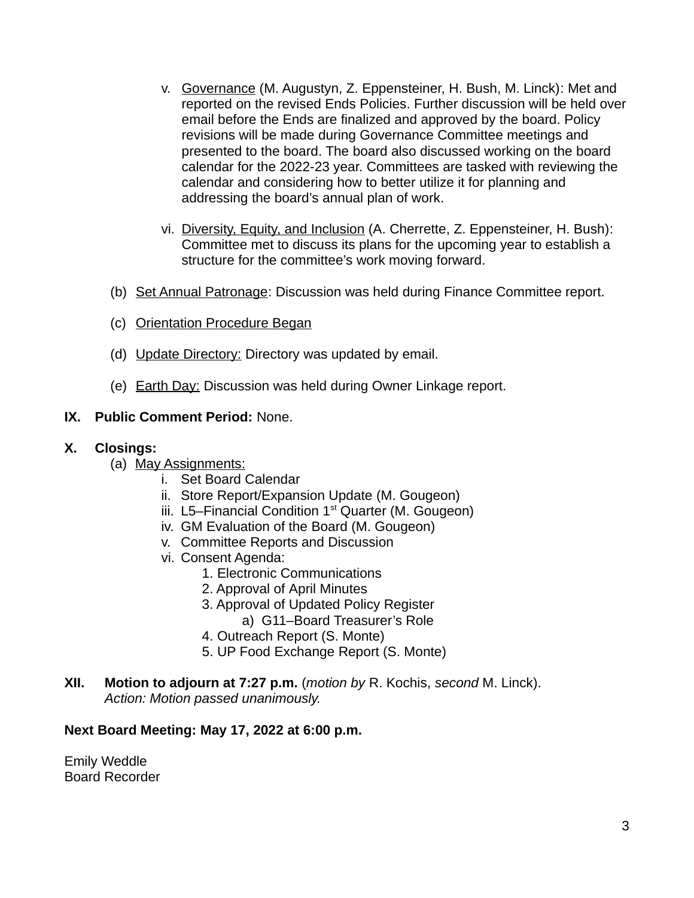v. <u>Governance</u> (M. Augustyn, Z. Eppensteiner, H. Bush, M. Linck): Met and reported on the revised Ends Policies. Further discussion will be held over email before the Ends are finalized and approved by the board. Policy revisions will be made during Governance Committee meetings and presented to the board. The board also discussed working on the board calendar for the 2022-23 year. Committees are tasked with reviewing the calendar and considering how to better utilize it for planning and addressing the board's annual plan of work.

vi. <u>Diversity, Equity, and Inclusion</u> (A. Cherrette, Z. Eppensteiner, H. Bush): Committee met to discuss its plans for the upcoming year to establish a structure for the committee's work moving forward.

(b) <u>Set Annual Patronage</u>: Discussion was held during Finance Committee report.

(c) <u>Orientation Procedure Began</u>

(d) <u>Update Directory:</u> Directory was updated by email.

(e) <u>Earth Day:</u> Discussion was held during Owner Linkage report.

**IX. Public Comment Period:** None.

**X. Closings:**

(a) <u>May Assignments:</u>

i. Set Board Calendar
ii. Store Report/Expansion Update (M. Gougeon)
iii. L5–Financial Condition 1st Quarter (M. Gougeon)
iv. GM Evaluation of the Board (M. Gougeon)
v. Committee Reports and Discussion
vi. Consent Agenda:
   1. Electronic Communications
   2. Approval of April Minutes
   3. Approval of Updated Policy Register
      a) G11–Board Treasurer's Role
   4. Outreach Report (S. Monte)
   5. UP Food Exchange Report (S. Monte)

**XII. Motion to adjourn at 7:27 p.m.** (*motion by* R. Kochis, *second* M. Linck).
*Action: Motion passed unanimously.*

**Next Board Meeting: May 17, 2022 at 6:00 p.m.**

Emily Weddle
Board Recorder